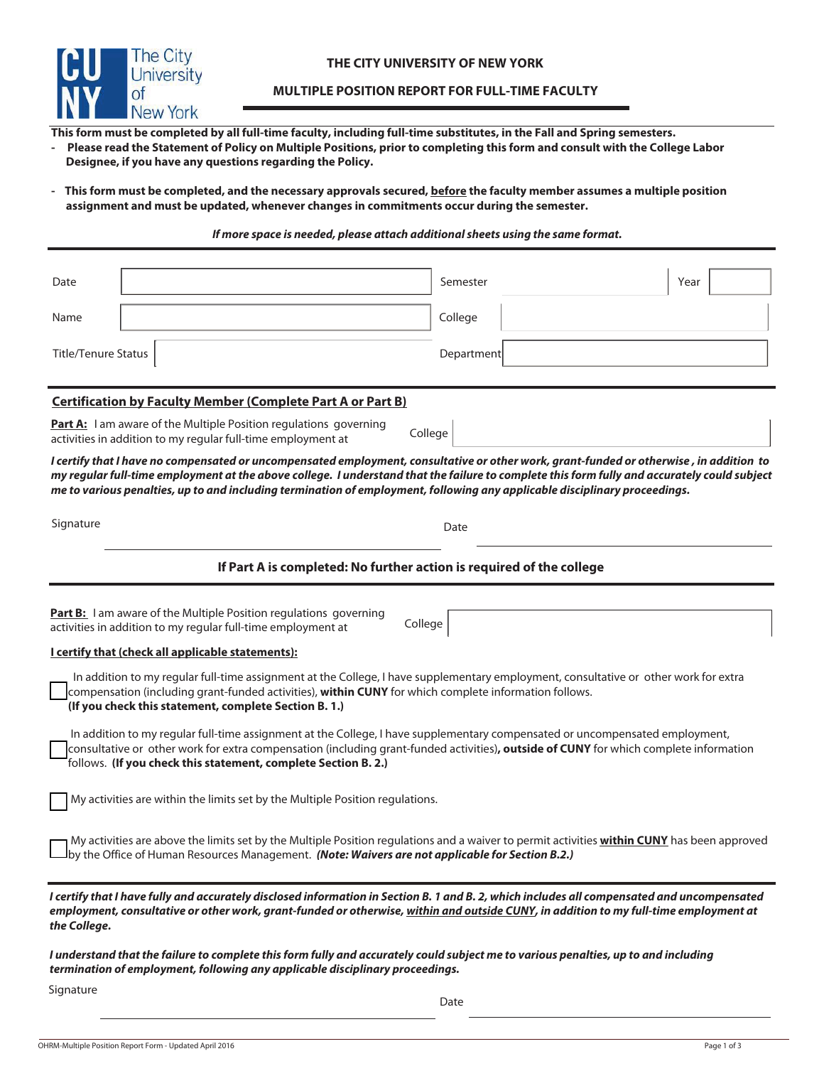# THE CITY UNIVERSITY OF NEW YORK

## MULTIPLE POSITION REPORT FOR FULL-TIME FACULTY

**This form must be completed by all full-time faculty, including full-time substitutes, in the Fall and Spring semesters.**

- **Please read the Statement of Policy on Multiple Positions, prior to completing this form and consult with the College Labor Designee, if you have any questions regarding the Policy.**
- **This form must be completed, and the necessary approvals secured, before the faculty member assumes a multiple position assignment and must be updated, whenever changes in commitments occur during the semester.**

***If more space is needed, please attach additional sheets using the same format.***

| | | | | | |
|---|---|---|---|---|---|
| Date | | Semester | | Year | |
| Name | | College | | | |
| Title/Tenure Status | | Department | | | |

### Certification by Faculty Member (Complete Part A or Part B)

**Part A:** I am aware of the Multiple Position regulations governing activities in addition to my regular full-time employment at College ____________________

***I certify that I have no compensated or uncompensated employment, consultative or other work, grant-funded or otherwise , in addition to my regular full-time employment at the above college. I understand that the failure to complete this form fully and accurately could subject me to various penalties, up to and including termination of employment, following any applicable disciplinary proceedings.***

Signature ____________________ Date ____________________

**If Part A is completed: No further action is required of the college**

**Part B:** I am aware of the Multiple Position regulations governing activities in addition to my regular full-time employment at College ____________________

**I certify that (check all applicable statements):**

☐ In addition to my regular full-time assignment at the College, I have supplementary employment, consultative or other work for extra compensation (including grant-funded activities), **within CUNY** for which complete information follows. **(If you check this statement, complete Section B. 1.)**

☐ In addition to my regular full-time assignment at the College, I have supplementary compensated or uncompensated employment, consultative or other work for extra compensation (including grant-funded activities)**, outside of CUNY** for which complete information follows. **(If you check this statement, complete Section B. 2.)**

☐ My activities are within the limits set by the Multiple Position regulations.

☐ My activities are above the limits set by the Multiple Position regulations and a waiver to permit activities **within CUNY** has been approved by the Office of Human Resources Management. ***(Note: Waivers are not applicable for Section B.2.)***

***I certify that I have fully and accurately disclosed information in Section B. 1 and B. 2, which includes all compensated and uncompensated employment, consultative or other work, grant-funded or otherwise, within and outside CUNY, in addition to my full-time employment at the College.***

***I understand that the failure to complete this form fully and accurately could subject me to various penalties, up to and including termination of employment, following any applicable disciplinary proceedings.***

Signature ____________________ Date ____________________

OHRM-Multiple Position Report Form - Updated April 2016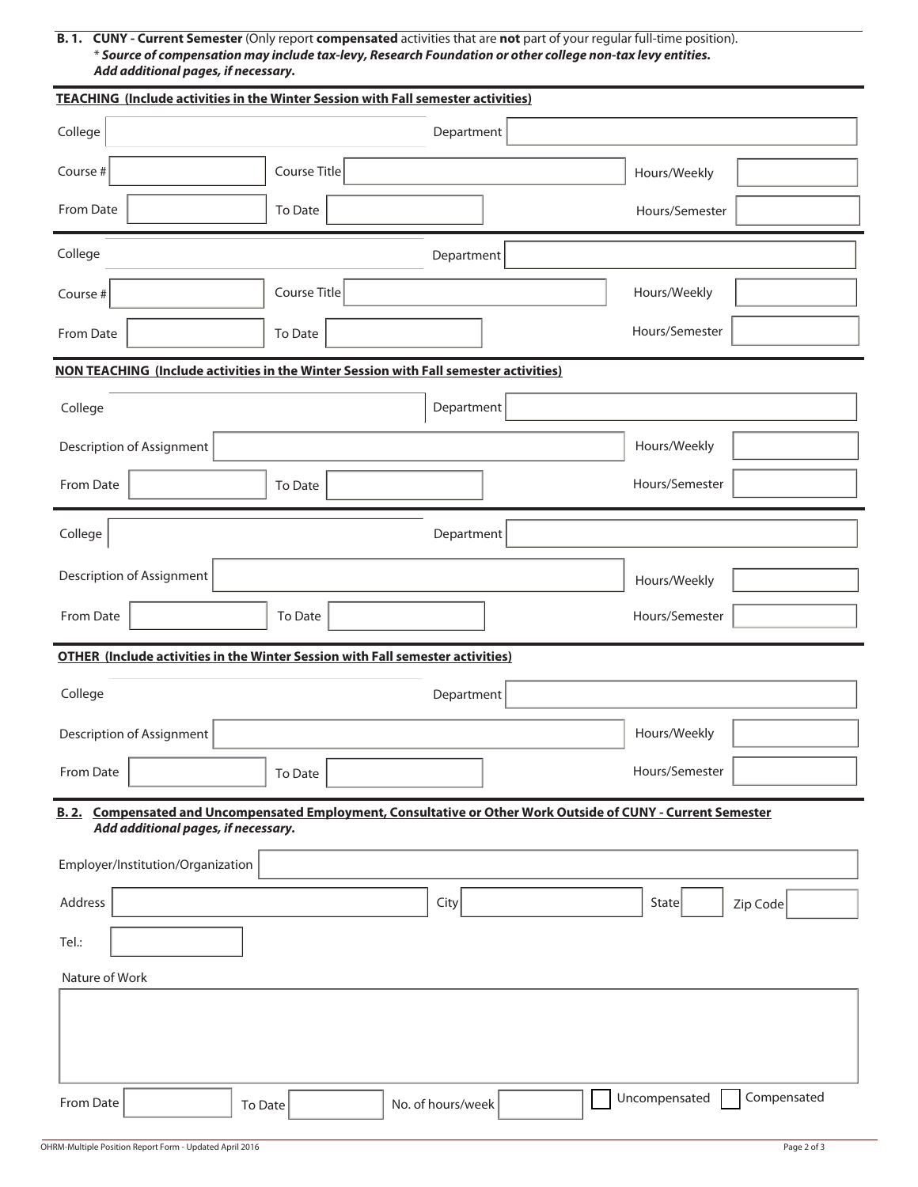**B. 1. CUNY - Current Semester** (Only report **compensated** activities that are **not** part of your regular full-time position).
\* ***Source of compensation may include tax-levy, Research Foundation or other college non-tax levy entities.***
***Add additional pages, if necessary.***

**TEACHING (Include activities in the Winter Session with Fall semester activities)**

College ______ Department ______

Course # ______ Course Title ______ Hours/Weekly ______

From Date ______ To Date ______ Hours/Semester ______

College ______ Department ______

Course # ______ Course Title ______ Hours/Weekly ______

From Date ______ To Date ______ Hours/Semester ______

**NON TEACHING (Include activities in the Winter Session with Fall semester activities)**

College ______ Department ______

Description of Assignment ______ Hours/Weekly ______

From Date ______ To Date ______ Hours/Semester ______

College ______ Department ______

Description of Assignment ______ Hours/Weekly ______

From Date ______ To Date ______ Hours/Semester ______

**OTHER (Include activities in the Winter Session with Fall semester activities)**

College ______ Department ______

Description of Assignment ______ Hours/Weekly ______

From Date ______ To Date ______ Hours/Semester ______

**B. 2. Compensated and Uncompensated Employment, Consultative or Other Work Outside of CUNY - Current Semester**
***Add additional pages, if necessary.***

Employer/Institution/Organization ______

Address ______ City ______ State ______ Zip Code ______

Tel.: ______

Nature of Work

______

From Date ______ To Date ______ No. of hours/week ______ ☐ Uncompensated ☐ Compensated

OHRM-Multiple Position Report Form - Updated April 2016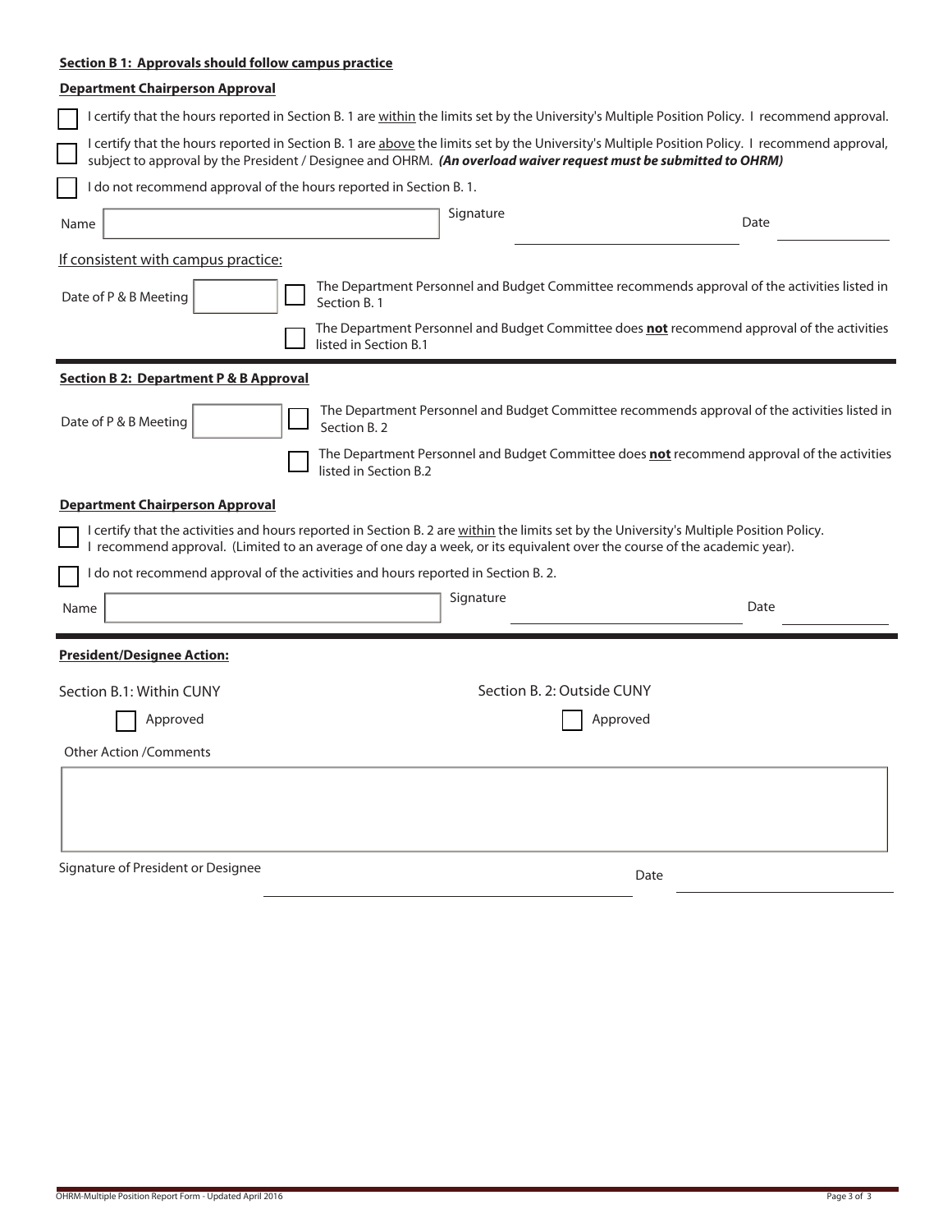**Section B 1: Approvals should follow campus practice**

**Department Chairperson Approval**

☐ I certify that the hours reported in Section B. 1 are within the limits set by the University's Multiple Position Policy. I recommend approval.

☐ I certify that the hours reported in Section B. 1 are above the limits set by the University's Multiple Position Policy. I recommend approval, subject to approval by the President / Designee and OHRM. ***(An overload waiver request must be submitted to OHRM)***

☐ I do not recommend approval of the hours reported in Section B. 1.

Name ____________________ Signature ____________________ Date ____________

If consistent with campus practice:

Date of P & B Meeting ____________

☐ The Department Personnel and Budget Committee recommends approval of the activities listed in Section B. 1

☐ The Department Personnel and Budget Committee does **not** recommend approval of the activities listed in Section B.1

**Section B 2: Department P & B Approval**

Date of P & B Meeting ____________

☐ The Department Personnel and Budget Committee recommends approval of the activities listed in Section B. 2

☐ The Department Personnel and Budget Committee does **not** recommend approval of the activities listed in Section B.2

**Department Chairperson Approval**

☐ I certify that the activities and hours reported in Section B. 2 are within the limits set by the University's Multiple Position Policy. I recommend approval. (Limited to an average of one day a week, or its equivalent over the course of the academic year).

☐ I do not recommend approval of the activities and hours reported in Section B. 2.

Name ____________________ Signature ____________________ Date ____________

**President/Designee Action:**

Section B.1: Within CUNY

☐ Approved

Section B. 2: Outside CUNY

☐ Approved

Other Action /Comments

Signature of President or Designee ____________________ Date ____________